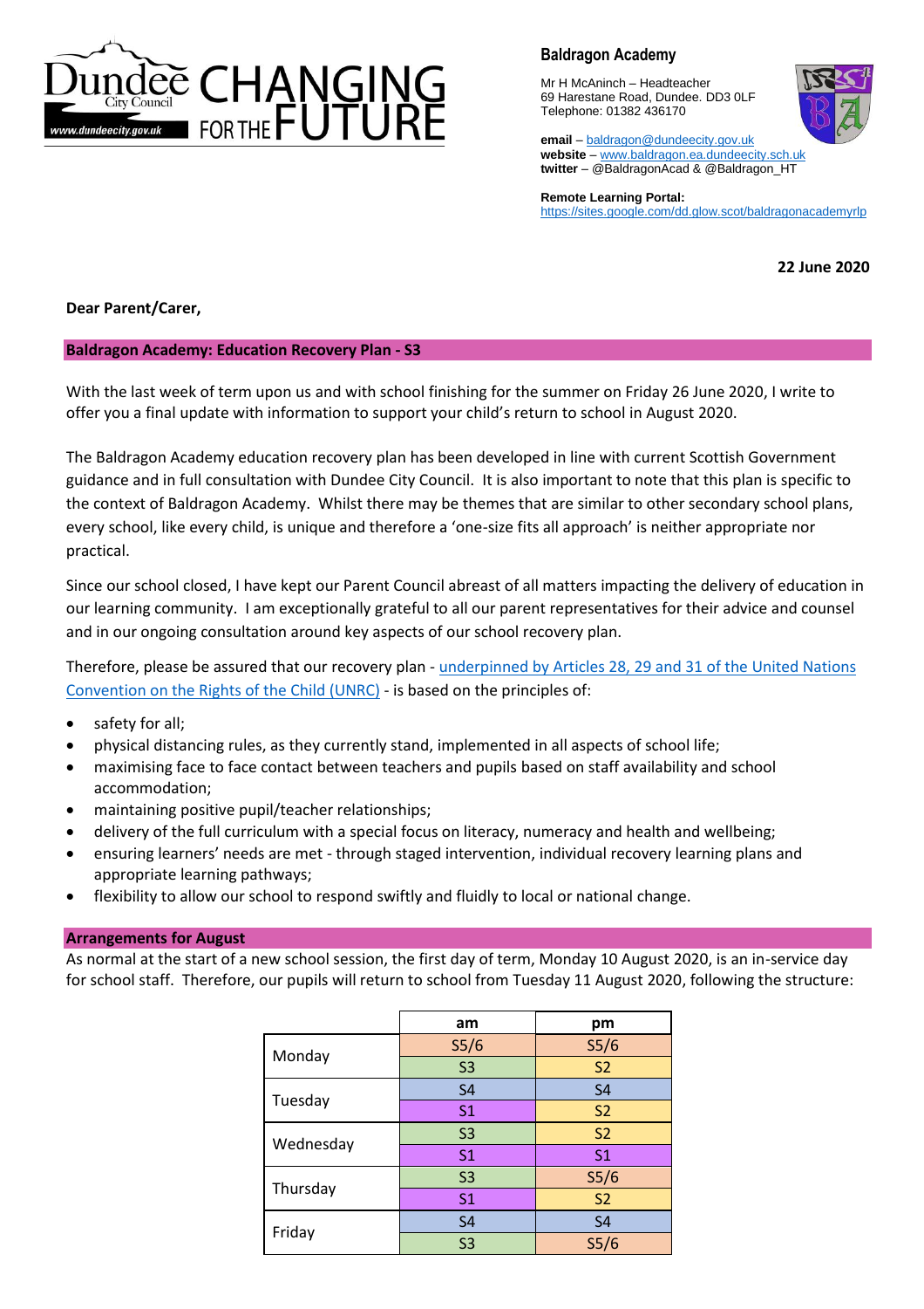Dundee City Council www.dundeecity.gov.uk CHANGING FOR THE FUTURE

**Baldragon Academy**

Mr H McAninch – Headteacher
69 Harestane Road, Dundee. DD3 0LF
Telephone: 01382 436170

**email** – baldragon@dundeecity.gov.uk
**website** – www.baldragon.ea.dundeecity.sch.uk
**twitter** – @BaldragonAcad & @Baldragon_HT

**Remote Learning Portal:**
https://sites.google.com/dd.glow.scot/baldragonacademyrlp

**22 June 2020**

**Dear Parent/Carer,**

## Baldragon Academy: Education Recovery Plan - S3

With the last week of term upon us and with school finishing for the summer on Friday 26 June 2020, I write to offer you a final update with information to support your child's return to school in August 2020.

The Baldragon Academy education recovery plan has been developed in line with current Scottish Government guidance and in full consultation with Dundee City Council. It is also important to note that this plan is specific to the context of Baldragon Academy. Whilst there may be themes that are similar to other secondary school plans, every school, like every child, is unique and therefore a 'one-size fits all approach' is neither appropriate nor practical.

Since our school closed, I have kept our Parent Council abreast of all matters impacting the delivery of education in our learning community. I am exceptionally grateful to all our parent representatives for their advice and counsel and in our ongoing consultation around key aspects of our school recovery plan.

Therefore, please be assured that our recovery plan - underpinned by Articles 28, 29 and 31 of the United Nations Convention on the Rights of the Child (UNRC) - is based on the principles of:

- safety for all;
- physical distancing rules, as they currently stand, implemented in all aspects of school life;
- maximising face to face contact between teachers and pupils based on staff availability and school accommodation;
- maintaining positive pupil/teacher relationships;
- delivery of the full curriculum with a special focus on literacy, numeracy and health and wellbeing;
- ensuring learners' needs are met - through staged intervention, individual recovery learning plans and appropriate learning pathways;
- flexibility to allow our school to respond swiftly and fluidly to local or national change.

## Arrangements for August

As normal at the start of a new school session, the first day of term, Monday 10 August 2020, is an in-service day for school staff. Therefore, our pupils will return to school from Tuesday 11 August 2020, following the structure:

| | am | pm |
|---|---|---|
| Monday | S5/6 | S5/6 |
| | S3 | S2 |
| Tuesday | S4 | S4 |
| | S1 | S2 |
| Wednesday | S3 | S2 |
| | S1 | S1 |
| Thursday | S3 | S5/6 |
| | S1 | S2 |
| Friday | S4 | S4 |
| | S3 | S5/6 |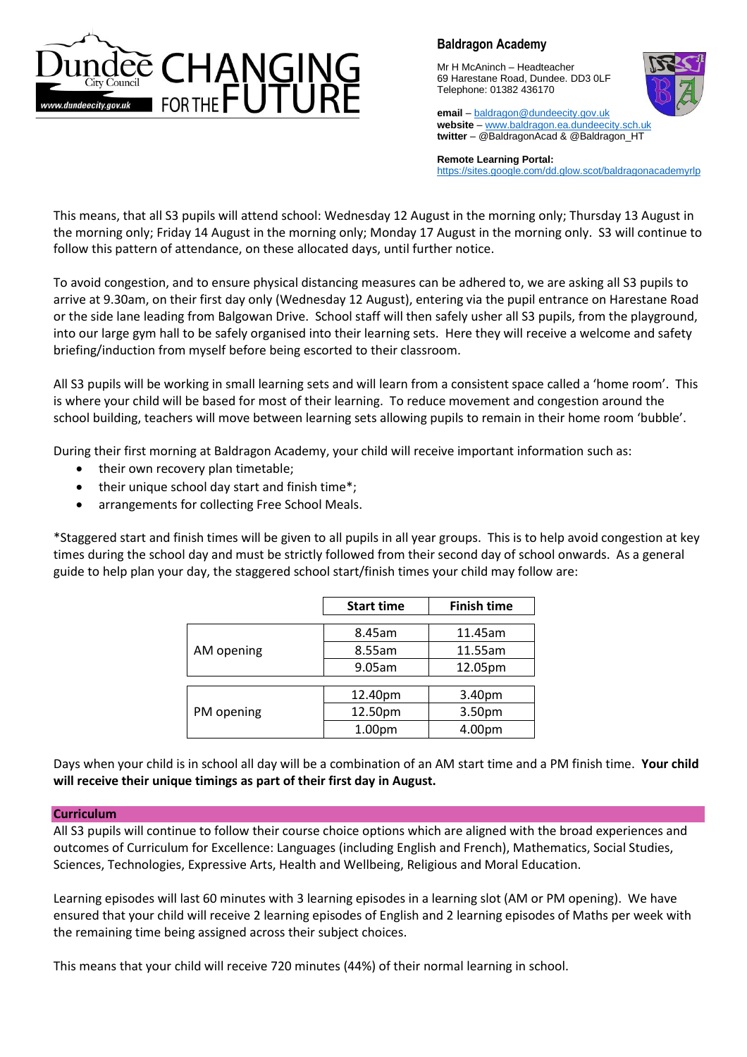**Baldragon Academy**

Mr H McAninch – Headteacher
69 Harestane Road, Dundee. DD3 0LF
Telephone: 01382 436170

**email** – baldragon@dundeecity.gov.uk
**website** – www.baldragon.ea.dundeecity.sch.uk
**twitter** – @BaldragonAcad & @Baldragon_HT

**Remote Learning Portal:**
https://sites.google.com/dd.glow.scot/baldragonacademyrlp

This means, that all S3 pupils will attend school: Wednesday 12 August in the morning only; Thursday 13 August in the morning only; Friday 14 August in the morning only; Monday 17 August in the morning only. S3 will continue to follow this pattern of attendance, on these allocated days, until further notice.

To avoid congestion, and to ensure physical distancing measures can be adhered to, we are asking all S3 pupils to arrive at 9.30am, on their first day only (Wednesday 12 August), entering via the pupil entrance on Harestane Road or the side lane leading from Balgowan Drive. School staff will then safely usher all S3 pupils, from the playground, into our large gym hall to be safely organised into their learning sets. Here they will receive a welcome and safety briefing/induction from myself before being escorted to their classroom.

All S3 pupils will be working in small learning sets and will learn from a consistent space called a 'home room'. This is where your child will be based for most of their learning. To reduce movement and congestion around the school building, teachers will move between learning sets allowing pupils to remain in their home room 'bubble'.

During their first morning at Baldragon Academy, your child will receive important information such as:

- their own recovery plan timetable;
- their unique school day start and finish time*;
- arrangements for collecting Free School Meals.

*Staggered start and finish times will be given to all pupils in all year groups. This is to help avoid congestion at key times during the school day and must be strictly followed from their second day of school onwards. As a general guide to help plan your day, the staggered school start/finish times your child may follow are:

| | Start time | Finish time |
|---|---|---|
| AM opening | 8.45am | 11.45am |
| | 8.55am | 11.55am |
| | 9.05am | 12.05pm |
| PM opening | 12.40pm | 3.40pm |
| | 12.50pm | 3.50pm |
| | 1.00pm | 4.00pm |

Days when your child is in school all day will be a combination of an AM start time and a PM finish time. **Your child will receive their unique timings as part of their first day in August.**

## Curriculum

All S3 pupils will continue to follow their course choice options which are aligned with the broad experiences and outcomes of Curriculum for Excellence: Languages (including English and French), Mathematics, Social Studies, Sciences, Technologies, Expressive Arts, Health and Wellbeing, Religious and Moral Education.

Learning episodes will last 60 minutes with 3 learning episodes in a learning slot (AM or PM opening). We have ensured that your child will receive 2 learning episodes of English and 2 learning episodes of Maths per week with the remaining time being assigned across their subject choices.

This means that your child will receive 720 minutes (44%) of their normal learning in school.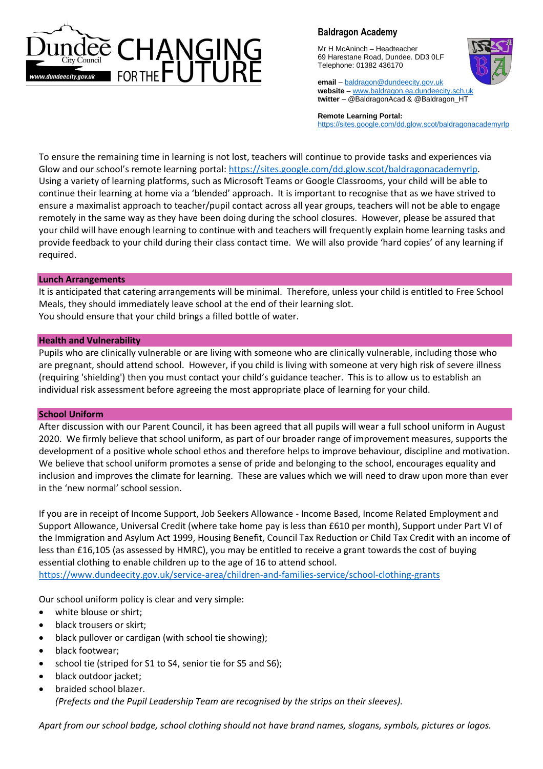**Baldragon Academy**

Mr H McAninch – Headteacher
69 Harestane Road, Dundee. DD3 0LF
Telephone: 01382 436170

**email** – baldragon@dundeecity.gov.uk
**website** – www.baldragon.ea.dundeecity.sch.uk
**twitter** – @BaldragonAcad & @Baldragon_HT

**Remote Learning Portal:**
https://sites.google.com/dd.glow.scot/baldragonacademyrlp

To ensure the remaining time in learning is not lost, teachers will continue to provide tasks and experiences via Glow and our school's remote learning portal: https://sites.google.com/dd.glow.scot/baldragonacademyrlp. Using a variety of learning platforms, such as Microsoft Teams or Google Classrooms, your child will be able to continue their learning at home via a 'blended' approach. It is important to recognise that as we have strived to ensure a maximalist approach to teacher/pupil contact across all year groups, teachers will not be able to engage remotely in the same way as they have been doing during the school closures. However, please be assured that your child will have enough learning to continue with and teachers will frequently explain home learning tasks and provide feedback to your child during their class contact time. We will also provide 'hard copies' of any learning if required.

## Lunch Arrangements

It is anticipated that catering arrangements will be minimal. Therefore, unless your child is entitled to Free School Meals, they should immediately leave school at the end of their learning slot.
You should ensure that your child brings a filled bottle of water.

## Health and Vulnerability

Pupils who are clinically vulnerable or are living with someone who are clinically vulnerable, including those who are pregnant, should attend school. However, if you child is living with someone at very high risk of severe illness (requiring 'shielding') then you must contact your child's guidance teacher. This is to allow us to establish an individual risk assessment before agreeing the most appropriate place of learning for your child.

## School Uniform

After discussion with our Parent Council, it has been agreed that all pupils will wear a full school uniform in August 2020. We firmly believe that school uniform, as part of our broader range of improvement measures, supports the development of a positive whole school ethos and therefore helps to improve behaviour, discipline and motivation. We believe that school uniform promotes a sense of pride and belonging to the school, encourages equality and inclusion and improves the climate for learning. These are values which we will need to draw upon more than ever in the 'new normal' school session.

If you are in receipt of Income Support, Job Seekers Allowance - Income Based, Income Related Employment and Support Allowance, Universal Credit (where take home pay is less than £610 per month), Support under Part VI of the Immigration and Asylum Act 1999, Housing Benefit, Council Tax Reduction or Child Tax Credit with an income of less than £16,105 (as assessed by HMRC), you may be entitled to receive a grant towards the cost of buying essential clothing to enable children up to the age of 16 to attend school.
https://www.dundeecity.gov.uk/service-area/children-and-families-service/school-clothing-grants

Our school uniform policy is clear and very simple:

- white blouse or shirt;
- black trousers or skirt;
- black pullover or cardigan (with school tie showing);
- black footwear;
- school tie (striped for S1 to S4, senior tie for S5 and S6);
- black outdoor jacket;
- braided school blazer.
  *(Prefects and the Pupil Leadership Team are recognised by the strips on their sleeves).*

*Apart from our school badge, school clothing should not have brand names, slogans, symbols, pictures or logos.*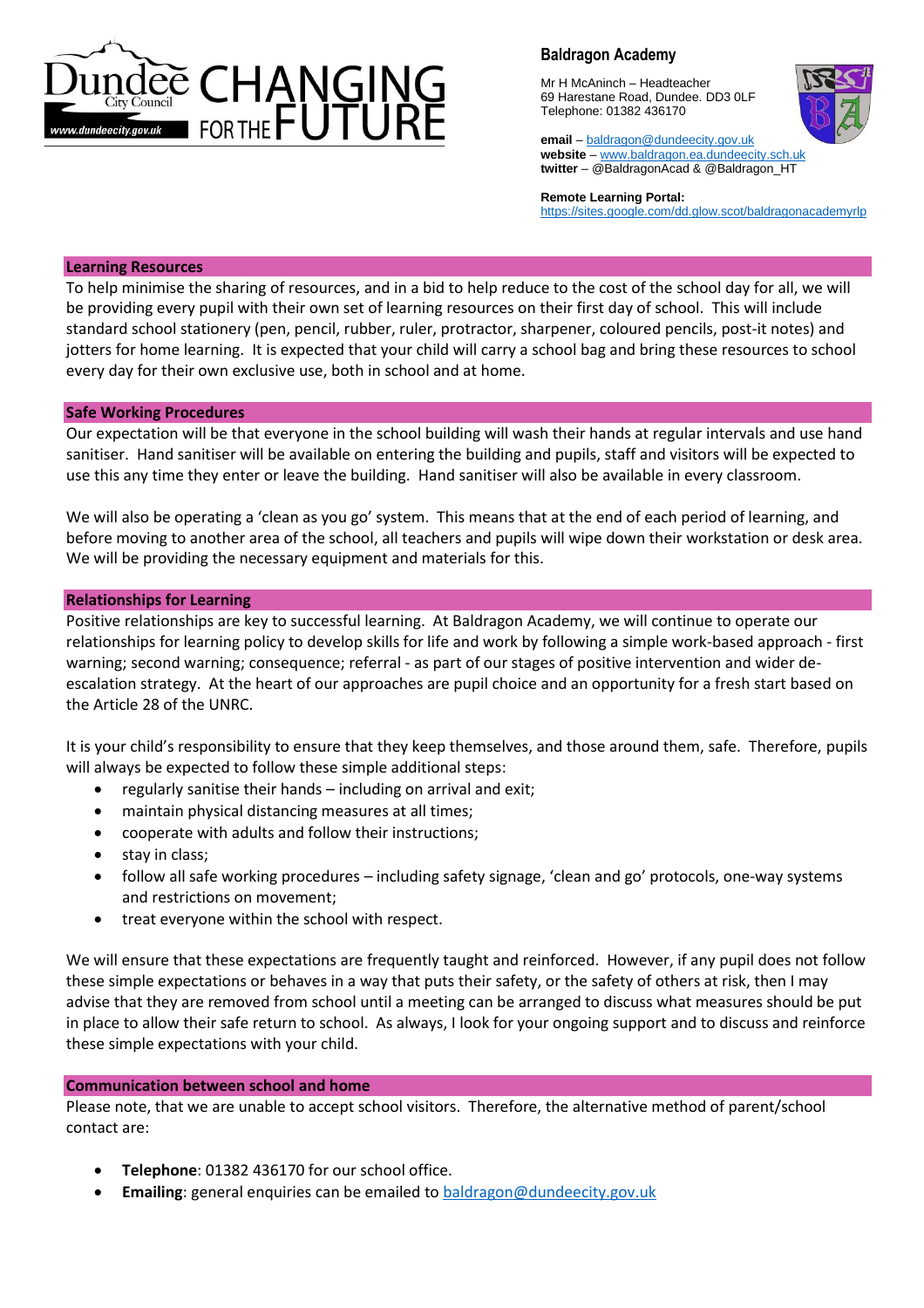**Baldragon Academy**

Mr H McAninch – Headteacher
69 Harestane Road, Dundee. DD3 0LF
Telephone: 01382 436170

**email** – baldragon@dundeecity.gov.uk
**website** – www.baldragon.ea.dundeecity.sch.uk
**twitter** – @BaldragonAcad & @Baldragon_HT

**Remote Learning Portal:**
https://sites.google.com/dd.glow.scot/baldragonacademyrlp

## Learning Resources

To help minimise the sharing of resources, and in a bid to help reduce to the cost of the school day for all, we will be providing every pupil with their own set of learning resources on their first day of school. This will include standard school stationery (pen, pencil, rubber, ruler, protractor, sharpener, coloured pencils, post-it notes) and jotters for home learning. It is expected that your child will carry a school bag and bring these resources to school every day for their own exclusive use, both in school and at home.

## Safe Working Procedures

Our expectation will be that everyone in the school building will wash their hands at regular intervals and use hand sanitiser. Hand sanitiser will be available on entering the building and pupils, staff and visitors will be expected to use this any time they enter or leave the building. Hand sanitiser will also be available in every classroom.

We will also be operating a 'clean as you go' system. This means that at the end of each period of learning, and before moving to another area of the school, all teachers and pupils will wipe down their workstation or desk area. We will be providing the necessary equipment and materials for this.

## Relationships for Learning

Positive relationships are key to successful learning. At Baldragon Academy, we will continue to operate our relationships for learning policy to develop skills for life and work by following a simple work-based approach - first warning; second warning; consequence; referral - as part of our stages of positive intervention and wider de-escalation strategy. At the heart of our approaches are pupil choice and an opportunity for a fresh start based on the Article 28 of the UNRC.

It is your child's responsibility to ensure that they keep themselves, and those around them, safe. Therefore, pupils will always be expected to follow these simple additional steps:

- regularly sanitise their hands – including on arrival and exit;
- maintain physical distancing measures at all times;
- cooperate with adults and follow their instructions;
- stay in class;
- follow all safe working procedures – including safety signage, 'clean and go' protocols, one-way systems and restrictions on movement;
- treat everyone within the school with respect.

We will ensure that these expectations are frequently taught and reinforced. However, if any pupil does not follow these simple expectations or behaves in a way that puts their safety, or the safety of others at risk, then I may advise that they are removed from school until a meeting can be arranged to discuss what measures should be put in place to allow their safe return to school. As always, I look for your ongoing support and to discuss and reinforce these simple expectations with your child.

## Communication between school and home

Please note, that we are unable to accept school visitors. Therefore, the alternative method of parent/school contact are:

- **Telephone**: 01382 436170 for our school office.
- **Emailing**: general enquiries can be emailed to baldragon@dundeecity.gov.uk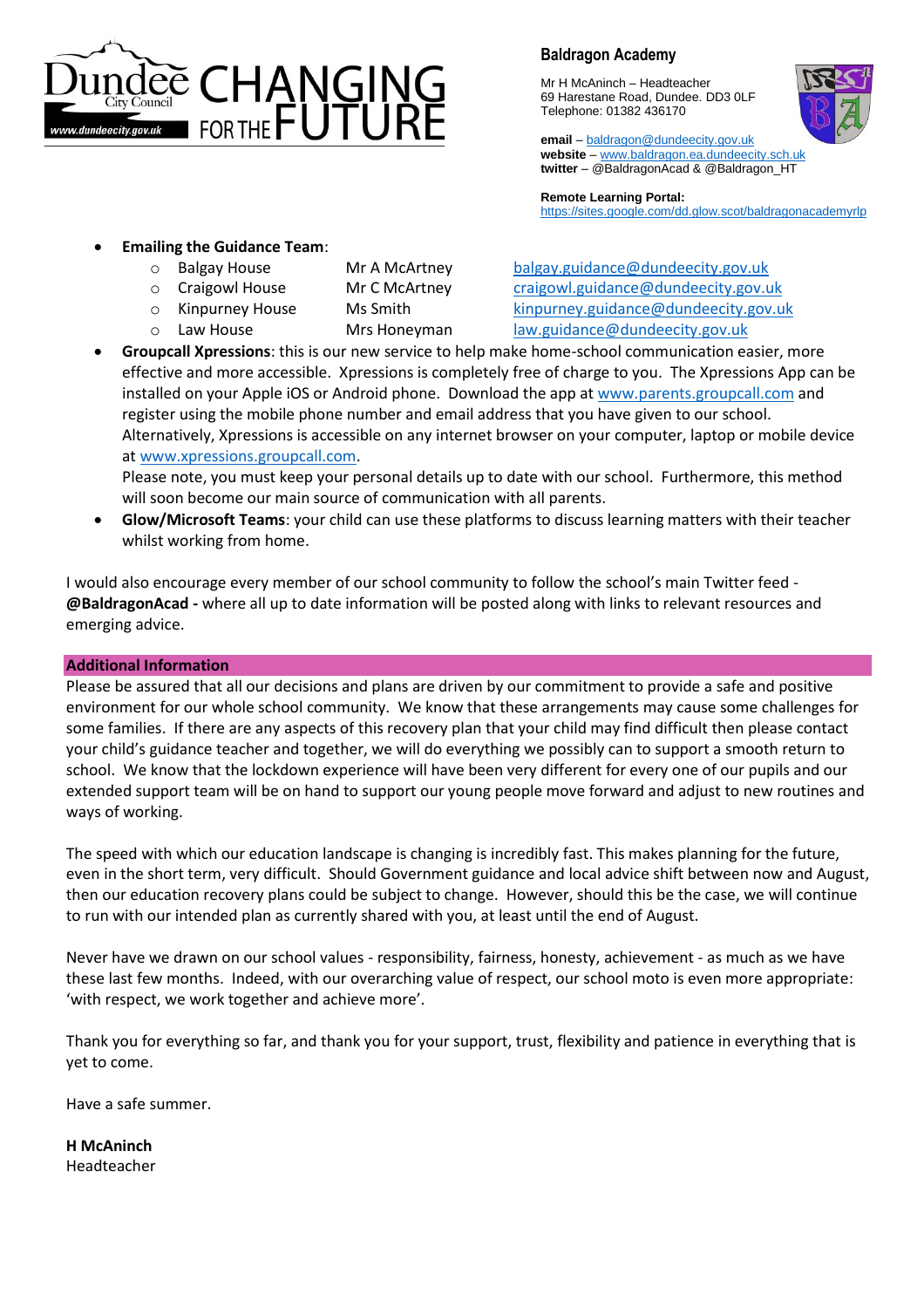**Baldragon Academy**

Mr H McAninch – Headteacher
69 Harestane Road, Dundee. DD3 0LF
Telephone: 01382 436170

**email** – baldragon@dundeecity.gov.uk
**website** – www.baldragon.ea.dundeecity.sch.uk
**twitter** – @BaldragonAcad & @Baldragon_HT

**Remote Learning Portal:**
https://sites.google.com/dd.glow.scot/baldragonacademyrlp

- **Emailing the Guidance Team**:
  - Balgay House — Mr A McArtney — balgay.guidance@dundeecity.gov.uk
  - Craigowl House — Mr C McArtney — craigowl.guidance@dundeecity.gov.uk
  - Kinpurney House — Ms Smith — kinpurney.guidance@dundeecity.gov.uk
  - Law House — Mrs Honeyman — law.guidance@dundeecity.gov.uk
- **Groupcall Xpressions**: this is our new service to help make home-school communication easier, more effective and more accessible. Xpressions is completely free of charge to you. The Xpressions App can be installed on your Apple iOS or Android phone. Download the app at www.parents.groupcall.com and register using the mobile phone number and email address that you have given to our school. Alternatively, Xpressions is accessible on any internet browser on your computer, laptop or mobile device at www.xpressions.groupcall.com.

  Please note, you must keep your personal details up to date with our school. Furthermore, this method will soon become our main source of communication with all parents.
- **Glow/Microsoft Teams**: your child can use these platforms to discuss learning matters with their teacher whilst working from home.

I would also encourage every member of our school community to follow the school's main Twitter feed - **@BaldragonAcad -** where all up to date information will be posted along with links to relevant resources and emerging advice.

**Additional Information**

Please be assured that all our decisions and plans are driven by our commitment to provide a safe and positive environment for our whole school community. We know that these arrangements may cause some challenges for some families. If there are any aspects of this recovery plan that your child may find difficult then please contact your child's guidance teacher and together, we will do everything we possibly can to support a smooth return to school. We know that the lockdown experience will have been very different for every one of our pupils and our extended support team will be on hand to support our young people move forward and adjust to new routines and ways of working.

The speed with which our education landscape is changing is incredibly fast. This makes planning for the future, even in the short term, very difficult. Should Government guidance and local advice shift between now and August, then our education recovery plans could be subject to change. However, should this be the case, we will continue to run with our intended plan as currently shared with you, at least until the end of August.

Never have we drawn on our school values - responsibility, fairness, honesty, achievement - as much as we have these last few months. Indeed, with our overarching value of respect, our school moto is even more appropriate: 'with respect, we work together and achieve more'.

Thank you for everything so far, and thank you for your support, trust, flexibility and patience in everything that is yet to come.

Have a safe summer.

**H McAninch**
Headteacher